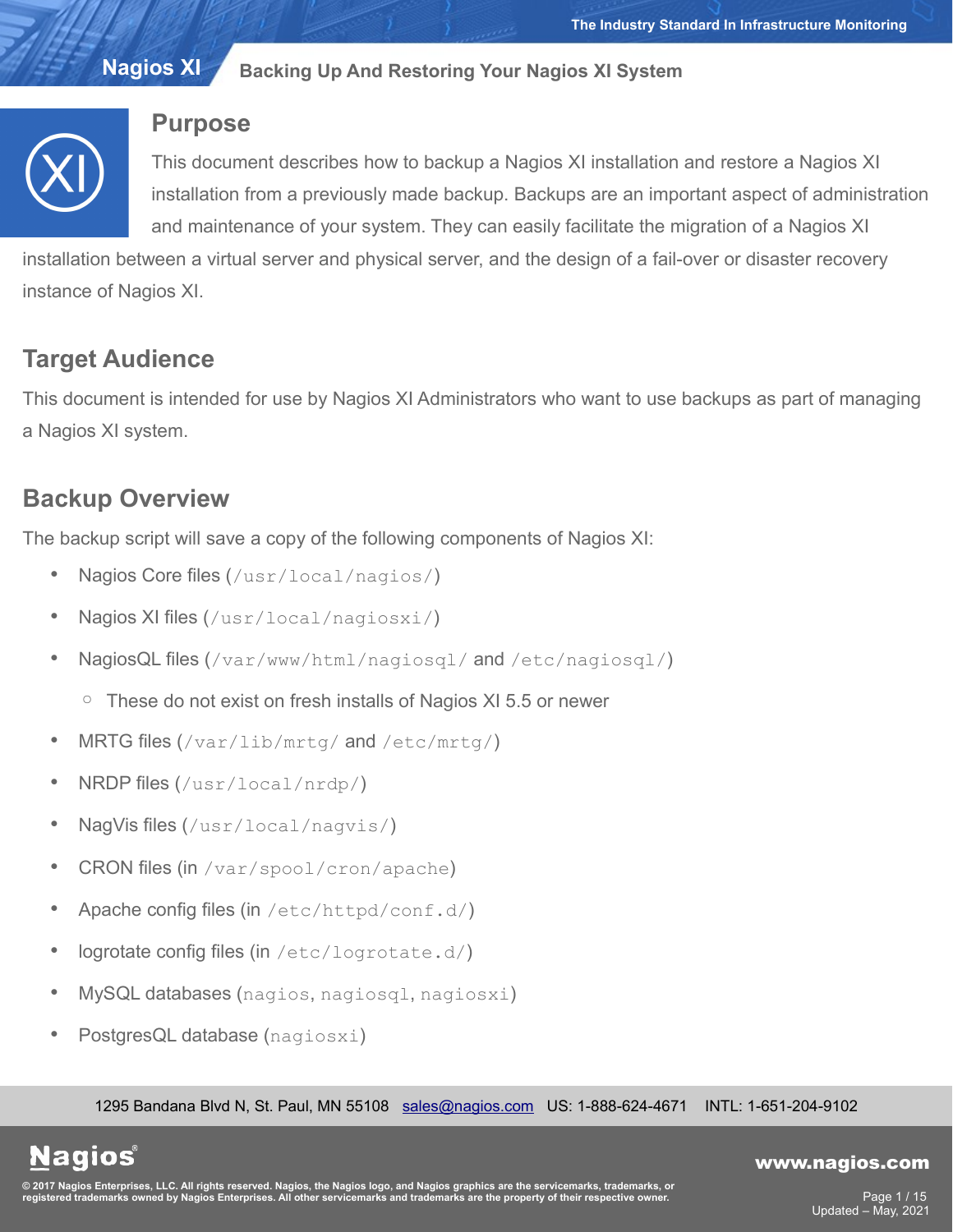# Backing Up And Restoring Your Nagios XI System

## Purpose

This document describes how to backup a Nagios XI installation and restore a Nagios XI installation from a previously made backup. Backups are an important aspect of administration and maintenance of your system. They can easily facilitate the migration of a Nagios XI installation between a virtual server and physical server, and the design of a fail-over or disaster recovery instance of Nagios XI.

## Target Audience

This document is intended for use by Nagios XI Administrators who want to use backups as part of managing a Nagios XI system.

## Backup Overview

The backup script will save a copy of the following components of Nagios XI:

- Nagios Core files (`/usr/local/nagios/`)
- Nagios XI files (`/usr/local/nagiosxi/`)
- NagiosQL files (`/var/www/html/nagiosql/` and `/etc/nagiosql/`)
  - These do not exist on fresh installs of Nagios XI 5.5 or newer
- MRTG files (`/var/lib/mrtg/` and `/etc/mrtg/`)
- NRDP files (`/usr/local/nrdp/`)
- NagVis files (`/usr/local/nagvis/`)
- CRON files (in `/var/spool/cron/apache`)
- Apache config files (in `/etc/httpd/conf.d/`)
- logrotate config files (in `/etc/logrotate.d/`)
- MySQL databases (`nagios`, `nagiosql`, `nagiosxi`)
- PostgresQL database (`nagiosxi`)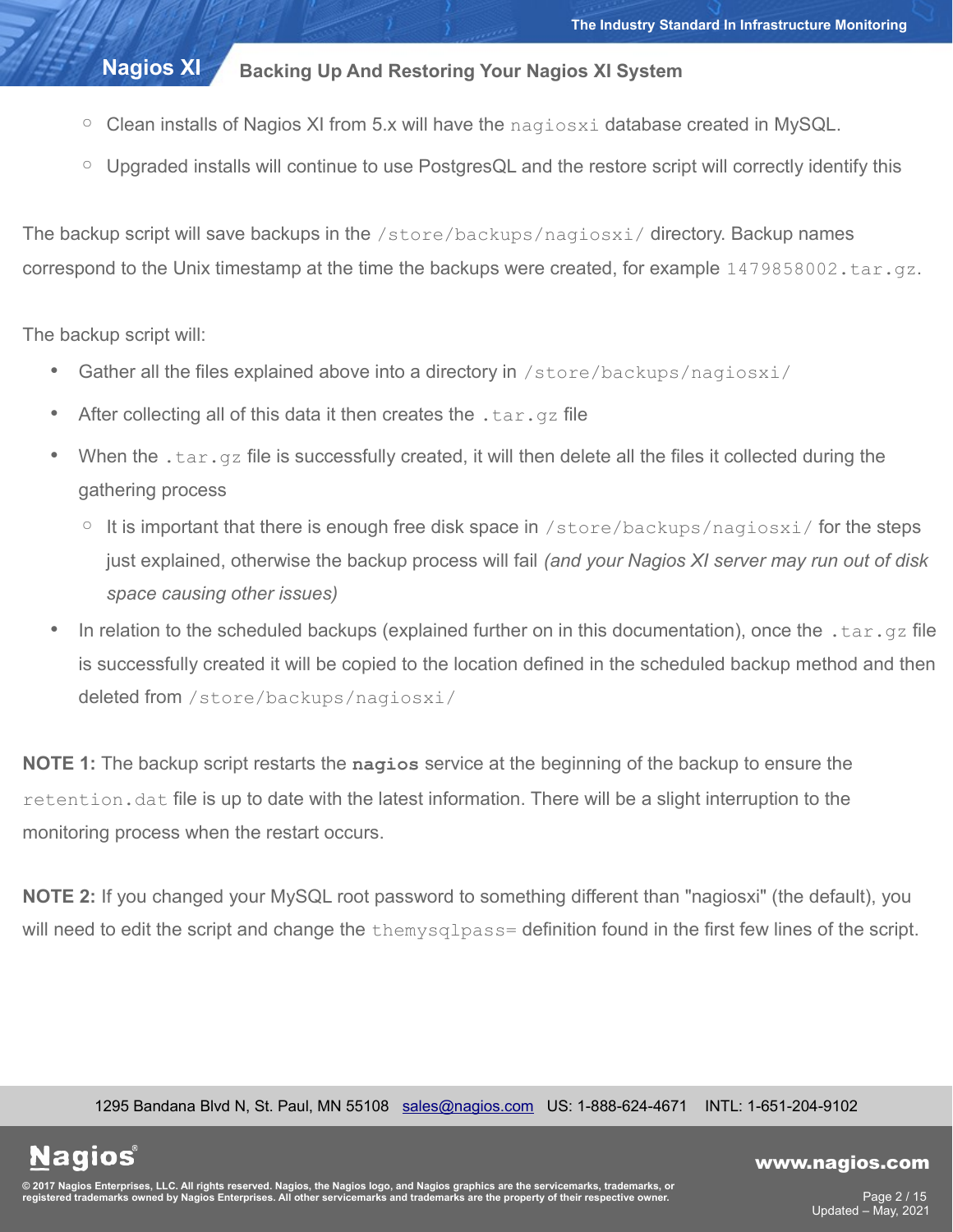- Clean installs of Nagios XI from 5.x will have the `nagiosxi` database created in MySQL.
  - Upgraded installs will continue to use PostgresQL and the restore script will correctly identify this

The backup script will save backups in the `/store/backups/nagiosxi/` directory. Backup names correspond to the Unix timestamp at the time the backups were created, for example `1479858002.tar.gz`.

The backup script will:

- Gather all the files explained above into a directory in `/store/backups/nagiosxi/`
- After collecting all of this data it then creates the `.tar.gz` file
- When the `.tar.gz` file is successfully created, it will then delete all the files it collected during the gathering process
  - It is important that there is enough free disk space in `/store/backups/nagiosxi/` for the steps just explained, otherwise the backup process will fail *(and your Nagios XI server may run out of disk space causing other issues)*
- In relation to the scheduled backups (explained further on in this documentation), once the `.tar.gz` file is successfully created it will be copied to the location defined in the scheduled backup method and then deleted from `/store/backups/nagiosxi/`

**NOTE 1:** The backup script restarts the **`nagios`** service at the beginning of the backup to ensure the `retention.dat` file is up to date with the latest information. There will be a slight interruption to the monitoring process when the restart occurs.

**NOTE 2:** If you changed your MySQL root password to something different than "nagiosxi" (the default), you will need to edit the script and change the `themysqlpass=` definition found in the first few lines of the script.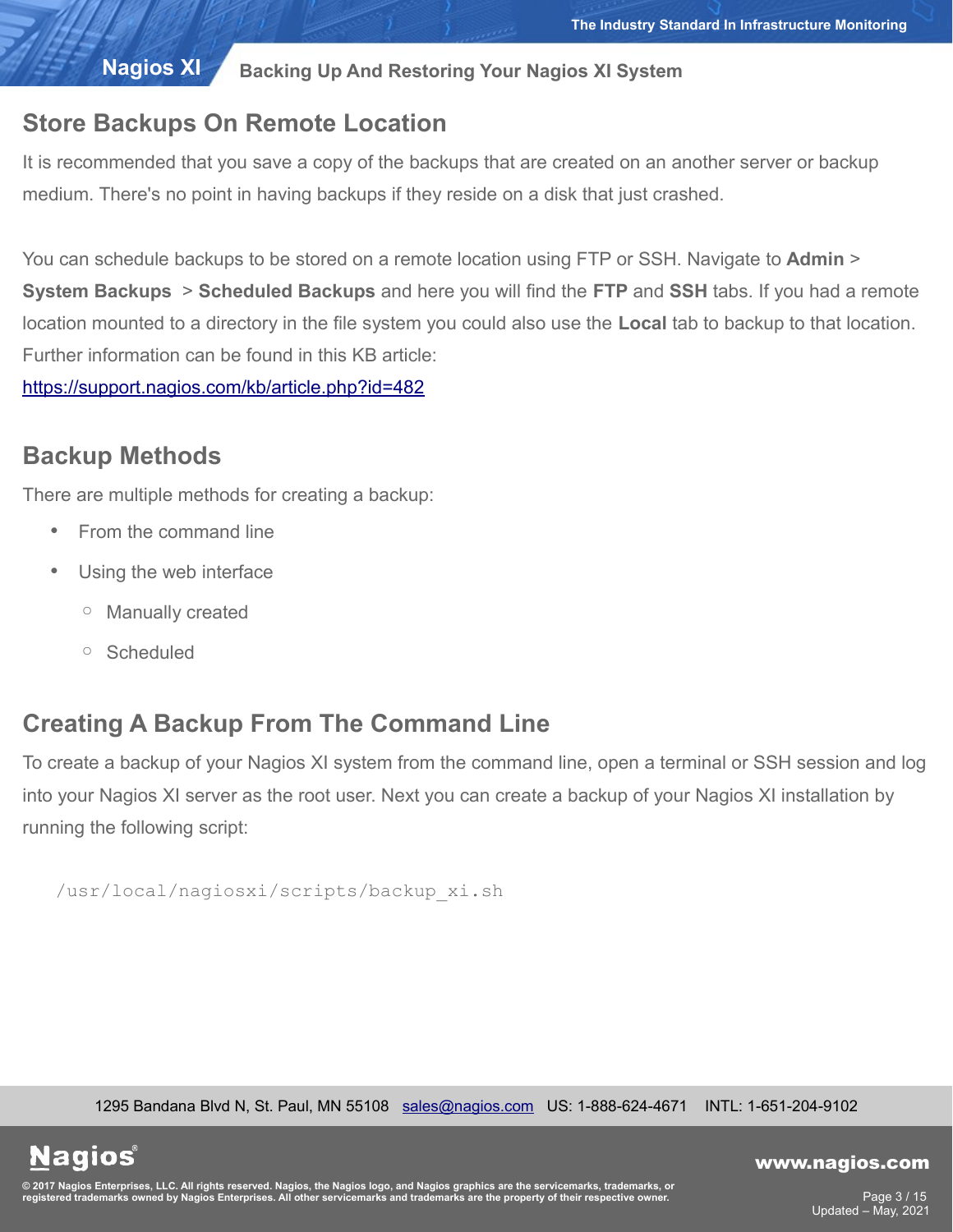## Store Backups On Remote Location

It is recommended that you save a copy of the backups that are created on an another server or backup medium. There's no point in having backups if they reside on a disk that just crashed.

You can schedule backups to be stored on a remote location using FTP or SSH. Navigate to **Admin** > **System Backups** > **Scheduled Backups** and here you will find the **FTP** and **SSH** tabs. If you had a remote location mounted to a directory in the file system you could also use the **Local** tab to backup to that location. Further information can be found in this KB article:

https://support.nagios.com/kb/article.php?id=482

## Backup Methods

There are multiple methods for creating a backup:

- From the command line
- Using the web interface
  - Manually created
  - Scheduled

## Creating A Backup From The Command Line

To create a backup of your Nagios XI system from the command line, open a terminal or SSH session and log into your Nagios XI server as the root user. Next you can create a backup of your Nagios XI installation by running the following script:

```
/usr/local/nagiosxi/scripts/backup_xi.sh
```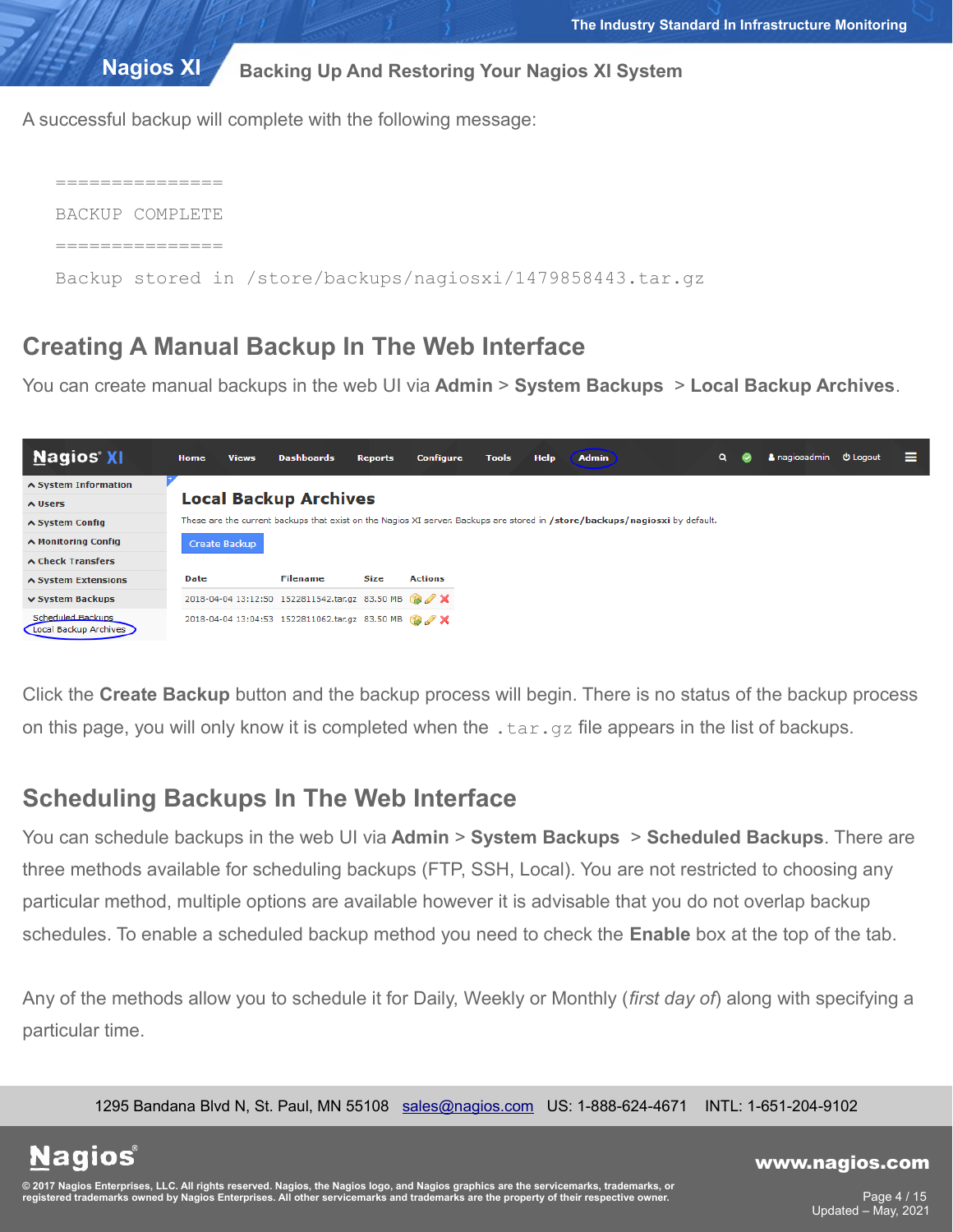A successful backup will complete with the following message:

```
===============
BACKUP COMPLETE
===============
Backup stored in /store/backups/nagiosxi/1479858443.tar.gz
```

## Creating A Manual Backup In The Web Interface

You can create manual backups in the web UI via **Admin** > **System Backups** > **Local Backup Archives**.

Click the **Create Backup** button and the backup process will begin. There is no status of the backup process on this page, you will only know it is completed when the `.tar.gz` file appears in the list of backups.

## Scheduling Backups In The Web Interface

You can schedule backups in the web UI via **Admin** > **System Backups** > **Scheduled Backups**. There are three methods available for scheduling backups (FTP, SSH, Local). You are not restricted to choosing any particular method, multiple options are available however it is advisable that you do not overlap backup schedules. To enable a scheduled backup method you need to check the **Enable** box at the top of the tab.

Any of the methods allow you to schedule it for Daily, Weekly or Monthly (*first day of*) along with specifying a particular time.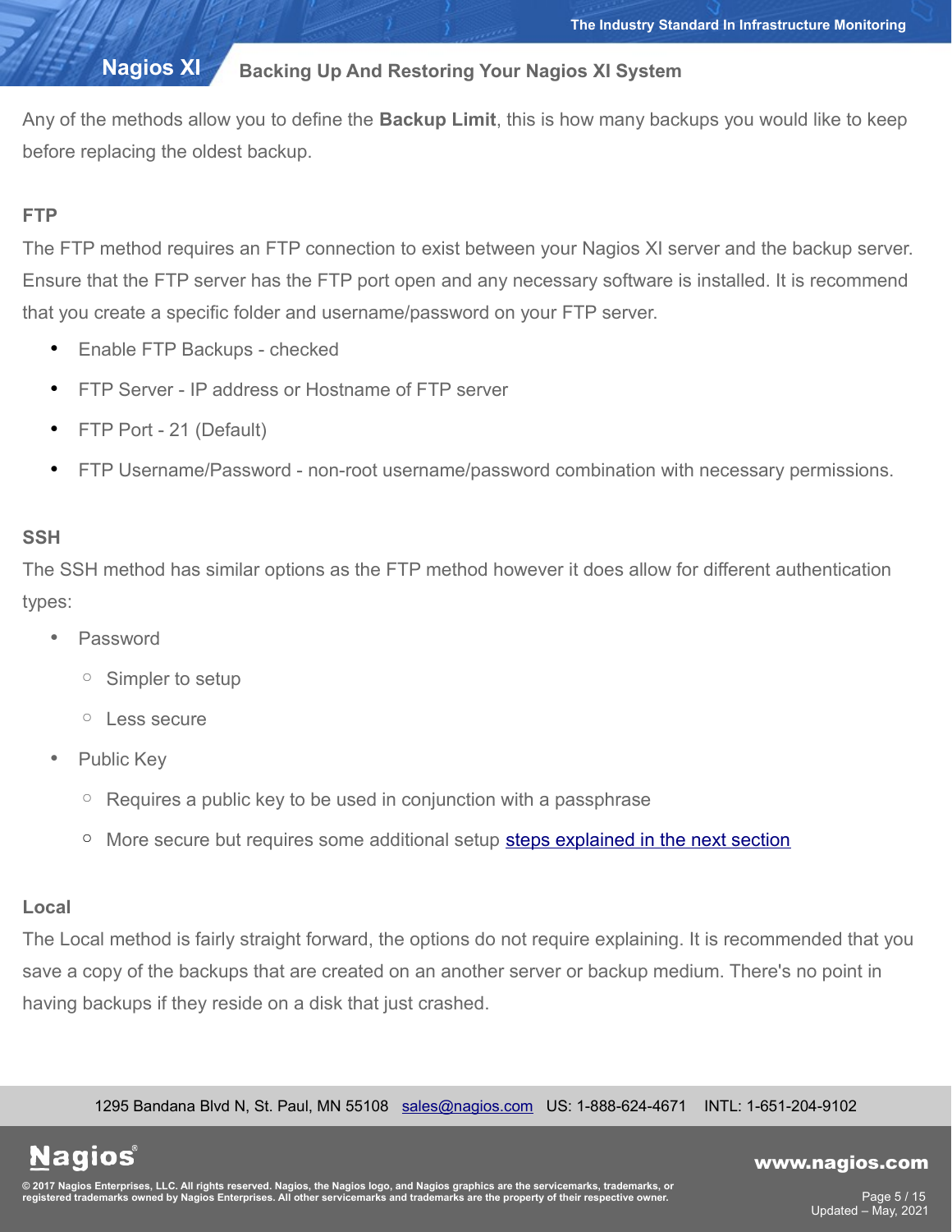Any of the methods allow you to define the **Backup Limit**, this is how many backups you would like to keep before replacing the oldest backup.

### FTP

The FTP method requires an FTP connection to exist between your Nagios XI server and the backup server. Ensure that the FTP server has the FTP port open and any necessary software is installed. It is recommend that you create a specific folder and username/password on your FTP server.

- Enable FTP Backups - checked
- FTP Server - IP address or Hostname of FTP server
- FTP Port - 21 (Default)
- FTP Username/Password - non-root username/password combination with necessary permissions.

### SSH

The SSH method has similar options as the FTP method however it does allow for different authentication types:

- Password
  - Simpler to setup
  - Less secure
- Public Key
  - Requires a public key to be used in conjunction with a passphrase
  - More secure but requires some additional setup steps explained in the next section

### Local

The Local method is fairly straight forward, the options do not require explaining. It is recommended that you save a copy of the backups that are created on an another server or backup medium. There's no point in having backups if they reside on a disk that just crashed.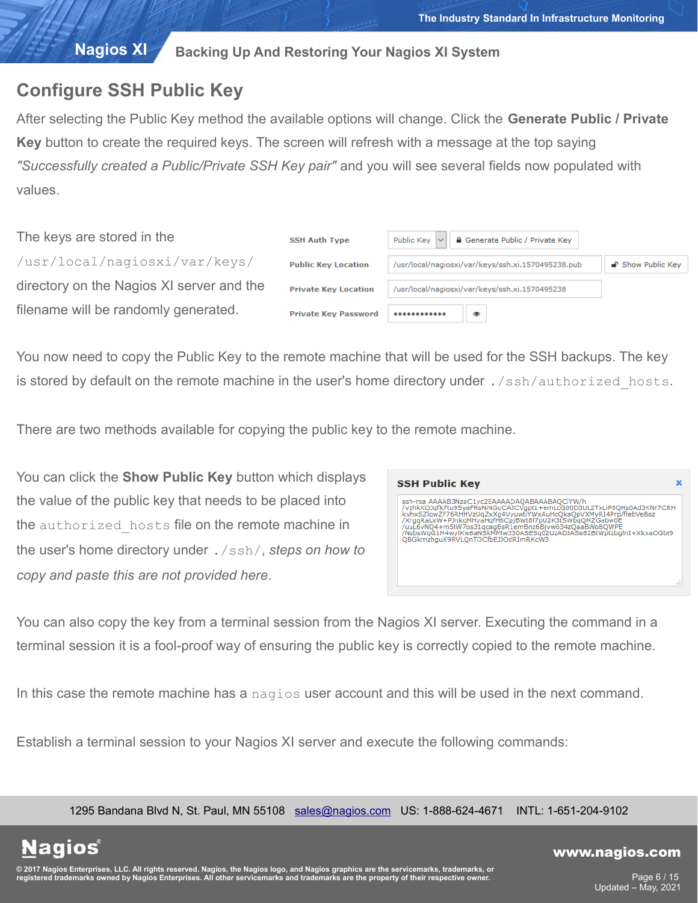## Configure SSH Public Key

After selecting the Public Key method the available options will change. Click the **Generate Public / Private Key** button to create the required keys. The screen will refresh with a message at the top saying *"Successfully created a Public/Private SSH Key pair"* and you will see several fields now populated with values.

The keys are stored in the `/usr/local/nagiosxi/var/keys/` directory on the Nagios XI server and the filename will be randomly generated.

| | | |
|---|---|---|
| SSH Auth Type | Public Key | Generate Public / Private Key |
| Public Key Location | /usr/local/nagiosxi/var/keys/ssh.xi.1570495238.pub | Show Public Key |
| Private Key Location | /usr/local/nagiosxi/var/keys/ssh.xi.1570495238 | |
| Private Key Password | •••••••••••• | |

You now need to copy the Public Key to the remote machine that will be used for the SSH backups. The key is stored by default on the remote machine in the user's home directory under `./ssh/authorized_hosts`.

There are two methods available for copying the public key to the remote machine.

You can click the **Show Public Key** button which displays the value of the public key that needs to be placed into the `authorized_hosts` file on the remote machine in the user's home directory under `./ssh/`, *steps on how to copy and paste are not provided here*.

**SSH Public Key**

```
ssh-rsa AAAAB3NzaC1yc2EAAAADAQABAAABAQCYW/h
/vzhkKOJqfk7tu9SyaFRsNiNGuCAJCVgpt1+emLcG00D3UL2TxLiP8QHs0Ad3KNr7CRH
kvhxSZlqwZF76RHHVzUqZxXg4VyuwtiYWxAuHcQkaQpVXMyRI4Prp/flebVeBsz
/XrgqRaLxW+PJnkqMHyaHqfH6CpjBWt8f7pU2K3tSWbqQMZGabw0E
/uuL6vNQ4+m5tW7os31qcagBsR1emBnz6Bjvw634zQaaBWoBQWPE
/NsbsWqG1M4wylKw6aNSkMMlw330ASESq02UzADJASe82BtWptzbgfnI+XkxaOGbt9
QBGkmzhguX9RVLQnTOCfbEJJOdRImRKcW3
```

You can also copy the key from a terminal session from the Nagios XI server. Executing the command in a terminal session it is a fool-proof way of ensuring the public key is correctly copied to the remote machine.

In this case the remote machine has a `nagios` user account and this will be used in the next command.

Establish a terminal session to your Nagios XI server and execute the following commands: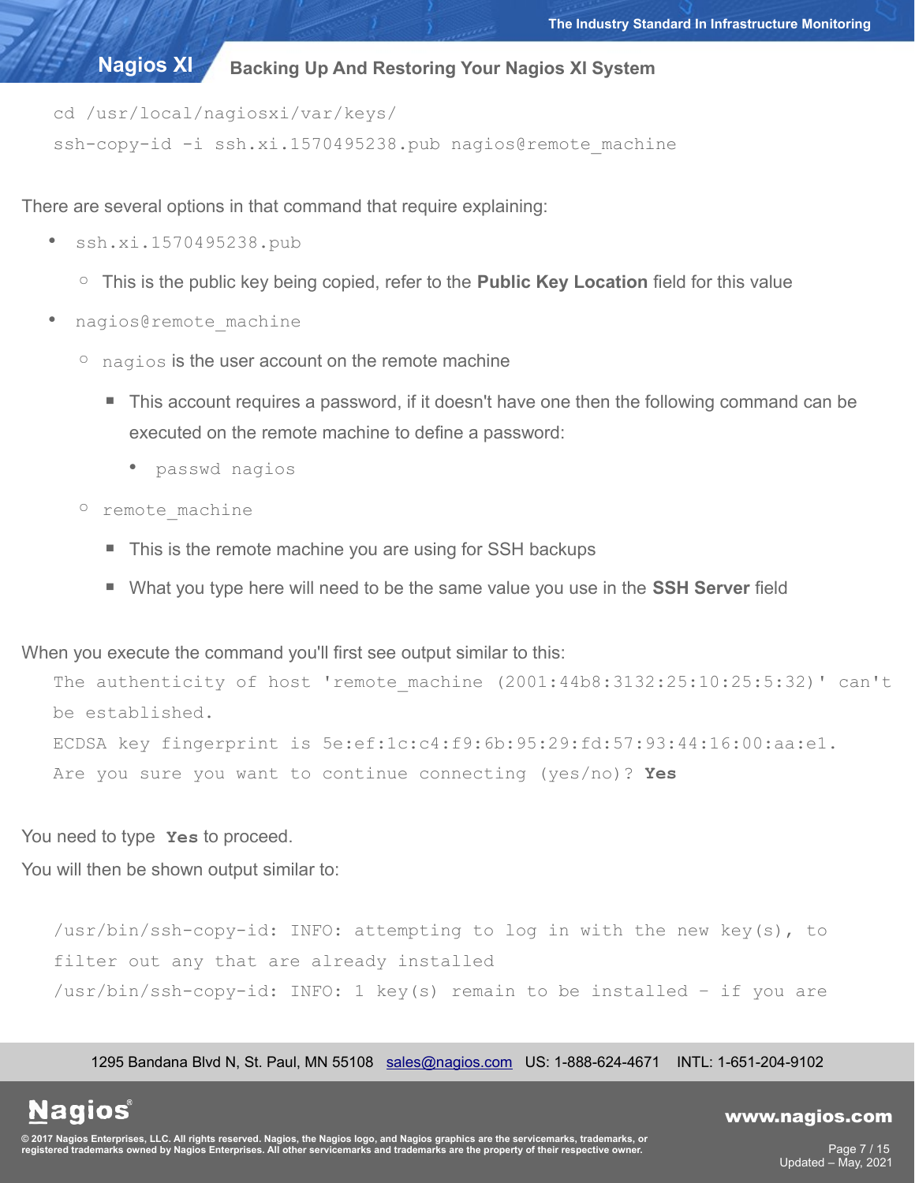```
cd /usr/local/nagiosxi/var/keys/
ssh-copy-id -i ssh.xi.1570495238.pub nagios@remote_machine
```

There are several options in that command that require explaining:

- `ssh.xi.1570495238.pub`
  - This is the public key being copied, refer to the **Public Key Location** field for this value
- `nagios@remote_machine`
  - `nagios` is the user account on the remote machine
    - This account requires a password, if it doesn't have one then the following command can be executed on the remote machine to define a password:
      - `passwd nagios`
  - `remote_machine`
    - This is the remote machine you are using for SSH backups
    - What you type here will need to be the same value you use in the **SSH Server** field

When you execute the command you'll first see output similar to this:

```
The authenticity of host 'remote_machine (2001:44b8:3132:25:10:25:5:32)' can't be established.
ECDSA key fingerprint is 5e:ef:1c:c4:f9:6b:95:29:fd:57:93:44:16:00:aa:e1.
Are you sure you want to continue connecting (yes/no)? Yes
```

You need to type **`Yes`** to proceed.

You will then be shown output similar to:

```
/usr/bin/ssh-copy-id: INFO: attempting to log in with the new key(s), to filter out any that are already installed
/usr/bin/ssh-copy-id: INFO: 1 key(s) remain to be installed - if you are
```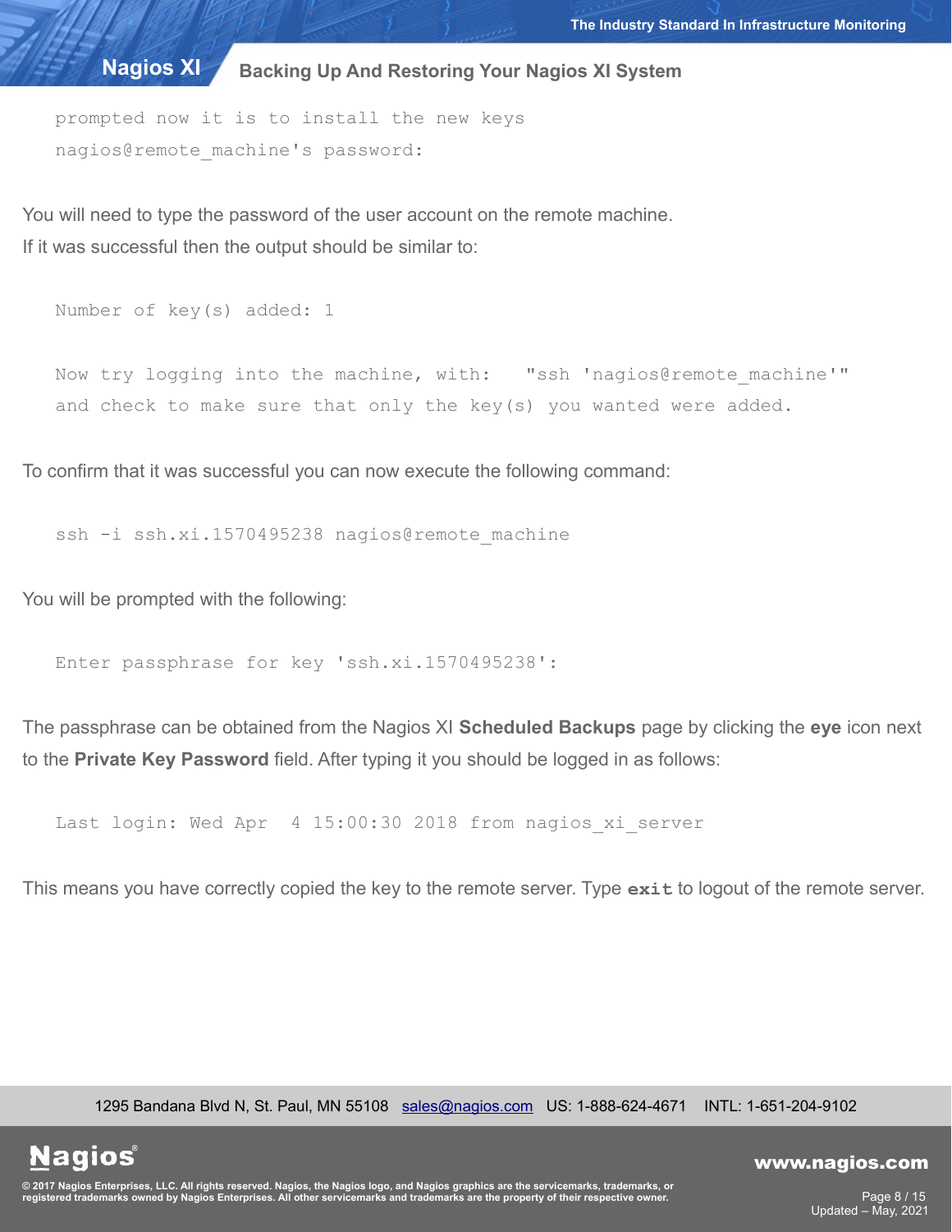```
prompted now it is to install the new keys
nagios@remote_machine's password:
```

You will need to type the password of the user account on the remote machine.
If it was successful then the output should be similar to:

```
Number of key(s) added: 1

Now try logging into the machine, with:   "ssh 'nagios@remote_machine'"
and check to make sure that only the key(s) you wanted were added.
```

To confirm that it was successful you can now execute the following command:

```
ssh -i ssh.xi.1570495238 nagios@remote_machine
```

You will be prompted with the following:

```
Enter passphrase for key 'ssh.xi.1570495238':
```

The passphrase can be obtained from the Nagios XI **Scheduled Backups** page by clicking the **eye** icon next to the **Private Key Password** field. After typing it you should be logged in as follows:

```
Last login: Wed Apr  4 15:00:30 2018 from nagios_xi_server
```

This means you have correctly copied the key to the remote server. Type **`exit`** to logout of the remote server.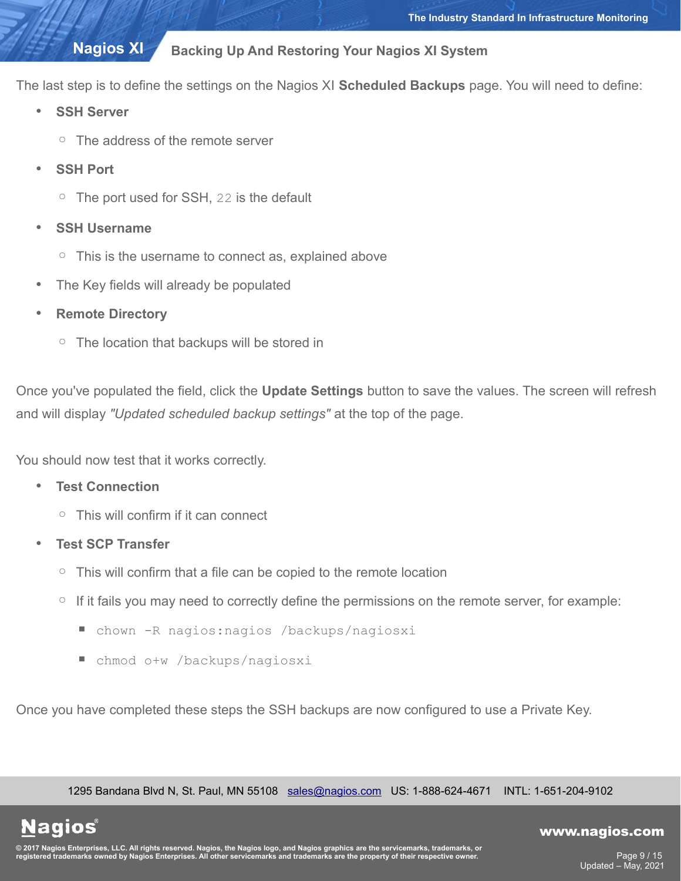The last step is to define the settings on the Nagios XI **Scheduled Backups** page. You will need to define:

- **SSH Server**
  - The address of the remote server
- **SSH Port**
  - The port used for SSH, `22` is the default
- **SSH Username**
  - This is the username to connect as, explained above
- The Key fields will already be populated
- **Remote Directory**
  - The location that backups will be stored in

Once you've populated the field, click the **Update Settings** button to save the values. The screen will refresh and will display *"Updated scheduled backup settings"* at the top of the page.

You should now test that it works correctly.

- **Test Connection**
  - This will confirm if it can connect
- **Test SCP Transfer**
  - This will confirm that a file can be copied to the remote location
  - If it fails you may need to correctly define the permissions on the remote server, for example:
    - `chown -R nagios:nagios /backups/nagiosxi`
    - `chmod o+w /backups/nagiosxi`

Once you have completed these steps the SSH backups are now configured to use a Private Key.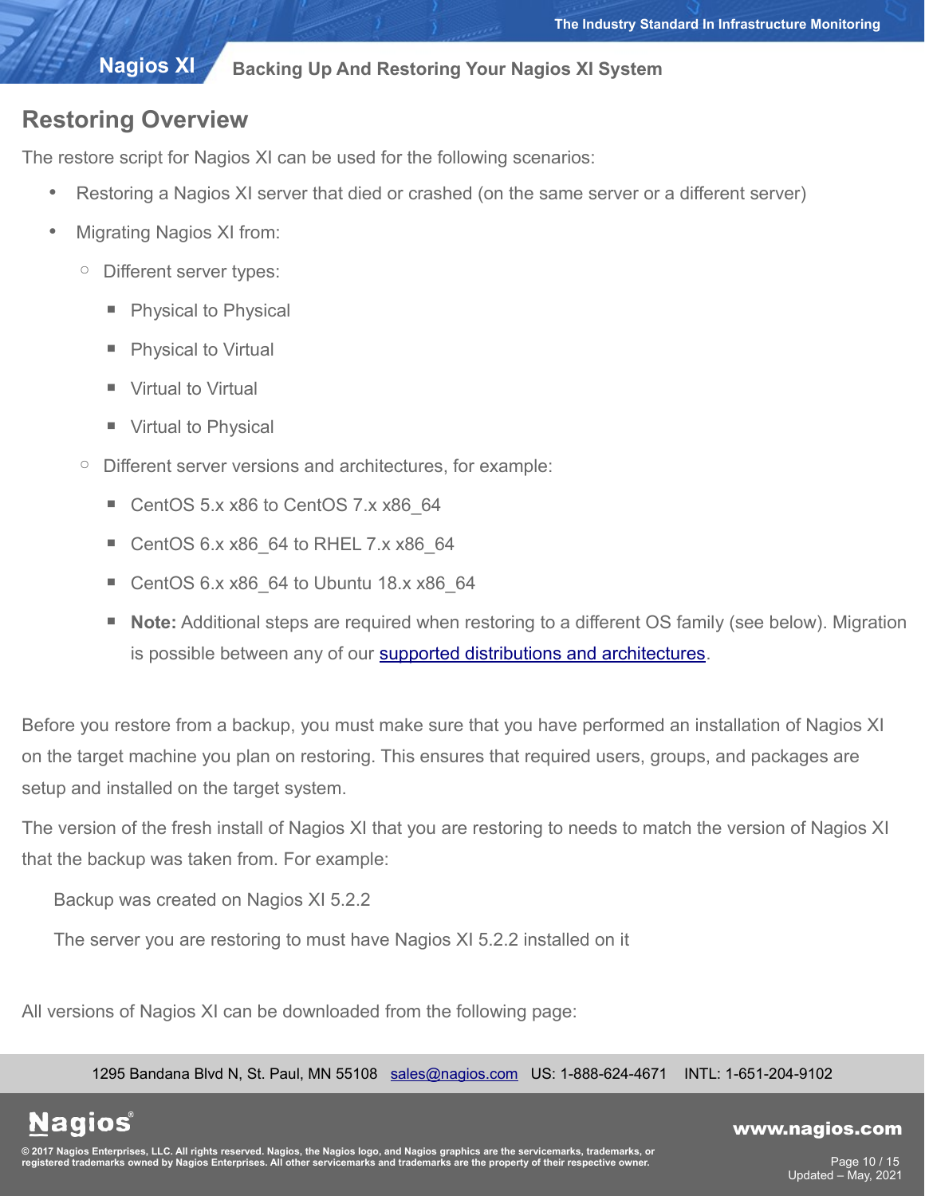## Restoring Overview

The restore script for Nagios XI can be used for the following scenarios:

- Restoring a Nagios XI server that died or crashed (on the same server or a different server)
- Migrating Nagios XI from:
    - Different server types:
        - Physical to Physical
        - Physical to Virtual
        - Virtual to Virtual
        - Virtual to Physical
    - Different server versions and architectures, for example:
        - CentOS 5.x x86 to CentOS 7.x x86_64
        - CentOS 6.x x86_64 to RHEL 7.x x86_64
        - CentOS 6.x x86_64 to Ubuntu 18.x x86_64
        - **Note:** Additional steps are required when restoring to a different OS family (see below). Migration is possible between any of our supported distributions and architectures.

Before you restore from a backup, you must make sure that you have performed an installation of Nagios XI on the target machine you plan on restoring. This ensures that required users, groups, and packages are setup and installed on the target system.

The version of the fresh install of Nagios XI that you are restoring to needs to match the version of Nagios XI that the backup was taken from. For example:

Backup was created on Nagios XI 5.2.2

The server you are restoring to must have Nagios XI 5.2.2 installed on it

All versions of Nagios XI can be downloaded from the following page: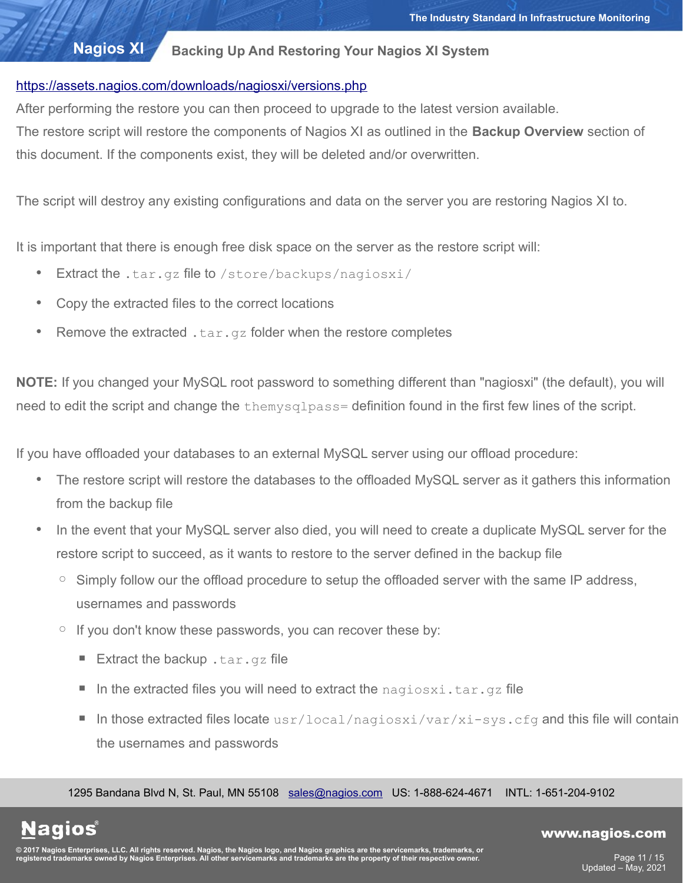https://assets.nagios.com/downloads/nagiosxi/versions.php

After performing the restore you can then proceed to upgrade to the latest version available.

The restore script will restore the components of Nagios XI as outlined in the **Backup Overview** section of this document. If the components exist, they will be deleted and/or overwritten.

The script will destroy any existing configurations and data on the server you are restoring Nagios XI to.

It is important that there is enough free disk space on the server as the restore script will:

- Extract the `.tar.gz` file to `/store/backups/nagiosxi/`
- Copy the extracted files to the correct locations
- Remove the extracted `.tar.gz` folder when the restore completes

**NOTE:** If you changed your MySQL root password to something different than "nagiosxi" (the default), you will need to edit the script and change the `themysqlpass=` definition found in the first few lines of the script.

If you have offloaded your databases to an external MySQL server using our offload procedure:

- The restore script will restore the databases to the offloaded MySQL server as it gathers this information from the backup file
- In the event that your MySQL server also died, you will need to create a duplicate MySQL server for the restore script to succeed, as it wants to restore to the server defined in the backup file
  - Simply follow our the offload procedure to setup the offloaded server with the same IP address, usernames and passwords
  - If you don't know these passwords, you can recover these by:
    - Extract the backup `.tar.gz` file
    - In the extracted files you will need to extract the `nagiosxi.tar.gz` file
    - In those extracted files locate `usr/local/nagiosxi/var/xi-sys.cfg` and this file will contain the usernames and passwords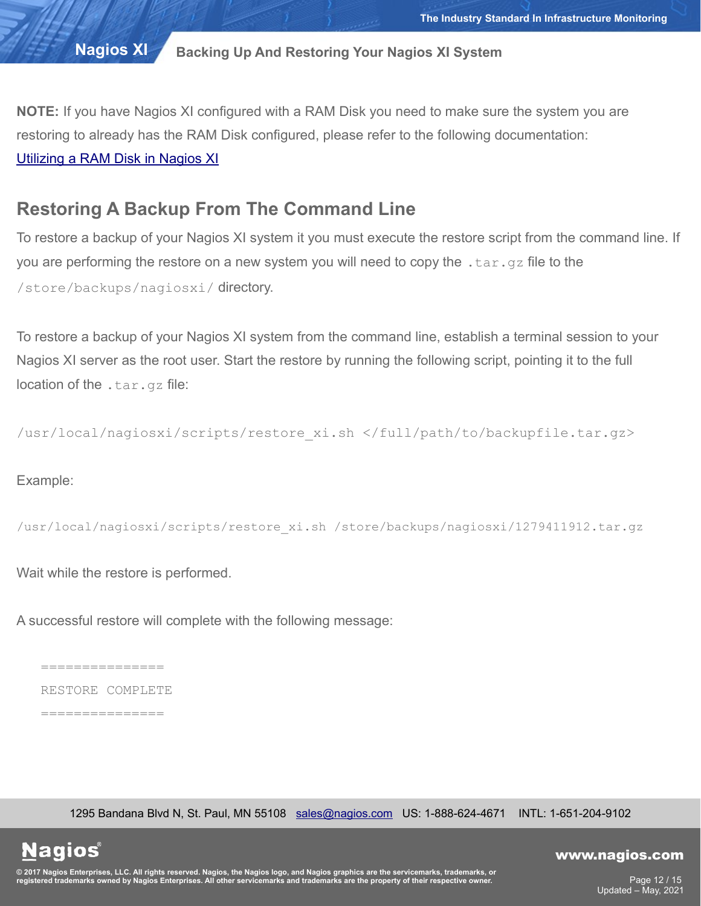**NOTE:** If you have Nagios XI configured with a RAM Disk you need to make sure the system you are restoring to already has the RAM Disk configured, please refer to the following documentation: [Utilizing a RAM Disk in Nagios XI]

## Restoring A Backup From The Command Line

To restore a backup of your Nagios XI system it you must execute the restore script from the command line. If you are performing the restore on a new system you will need to copy the `.tar.gz` file to the `/store/backups/nagiosxi/` directory.

To restore a backup of your Nagios XI system from the command line, establish a terminal session to your Nagios XI server as the root user. Start the restore by running the following script, pointing it to the full location of the `.tar.gz` file:

```
/usr/local/nagiosxi/scripts/restore_xi.sh </full/path/to/backupfile.tar.gz>
```

Example:

```
/usr/local/nagiosxi/scripts/restore_xi.sh /store/backups/nagiosxi/1279411912.tar.gz
```

Wait while the restore is performed.

A successful restore will complete with the following message:

```
===============
RESTORE COMPLETE
===============
```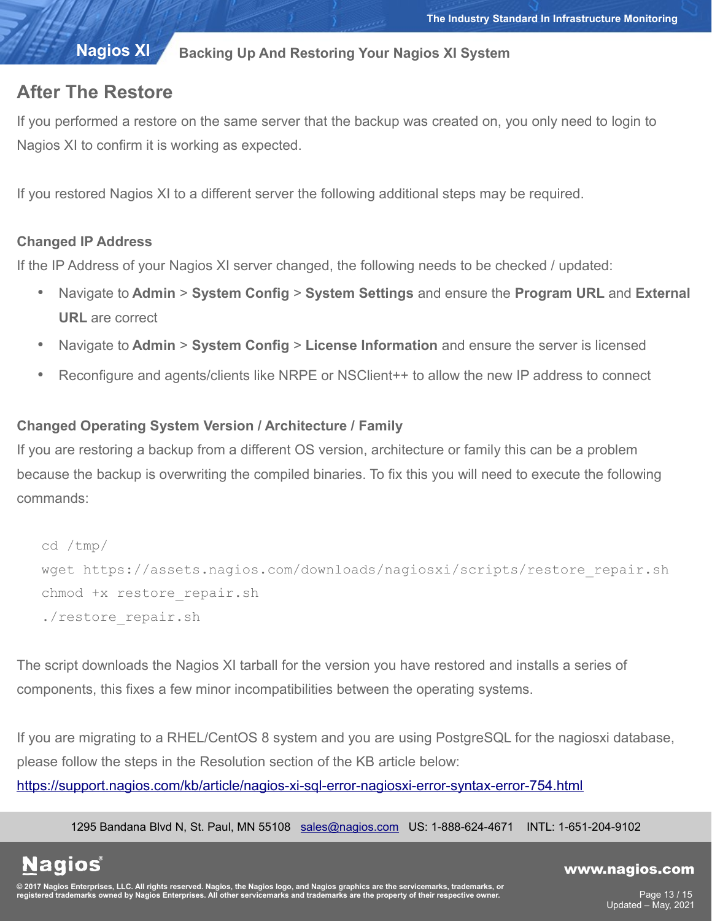## After The Restore

If you performed a restore on the same server that the backup was created on, you only need to login to Nagios XI to confirm it is working as expected.

If you restored Nagios XI to a different server the following additional steps may be required.

### Changed IP Address

If the IP Address of your Nagios XI server changed, the following needs to be checked / updated:

- Navigate to **Admin** > **System Config** > **System Settings** and ensure the **Program URL** and **External URL** are correct
- Navigate to **Admin** > **System Config** > **License Information** and ensure the server is licensed
- Reconfigure and agents/clients like NRPE or NSClient++ to allow the new IP address to connect

### Changed Operating System Version / Architecture / Family

If you are restoring a backup from a different OS version, architecture or family this can be a problem because the backup is overwriting the compiled binaries. To fix this you will need to execute the following commands:

```
cd /tmp/
wget https://assets.nagios.com/downloads/nagiosxi/scripts/restore_repair.sh
chmod +x restore_repair.sh
./restore_repair.sh
```

The script downloads the Nagios XI tarball for the version you have restored and installs a series of components, this fixes a few minor incompatibilities between the operating systems.

If you are migrating to a RHEL/CentOS 8 system and you are using PostgreSQL for the nagiosxi database, please follow the steps in the Resolution section of the KB article below:
https://support.nagios.com/kb/article/nagios-xi-sql-error-nagiosxi-error-syntax-error-754.html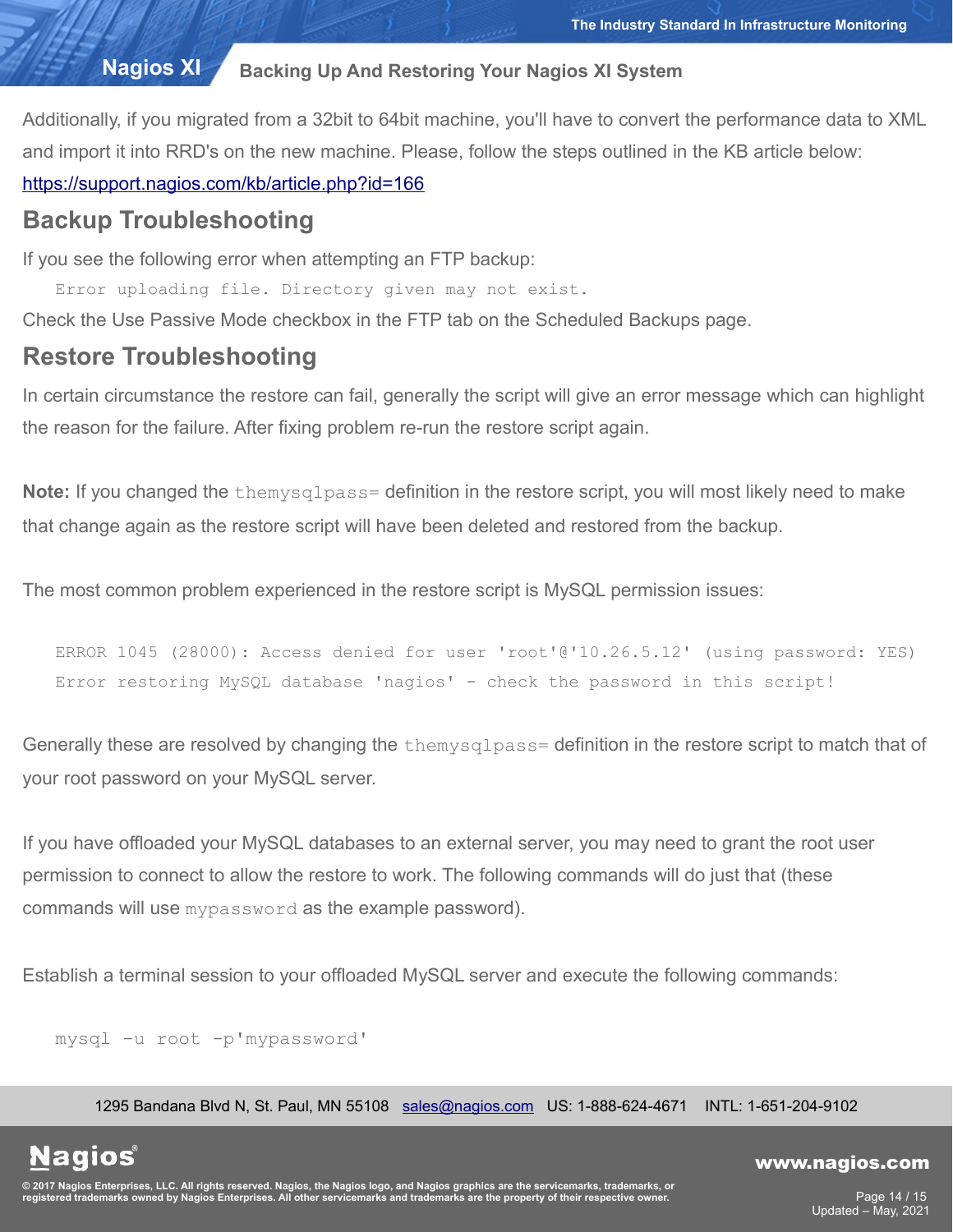Additionally, if you migrated from a 32bit to 64bit machine, you'll have to convert the performance data to XML and import it into RRD's on the new machine. Please, follow the steps outlined in the KB article below: https://support.nagios.com/kb/article.php?id=166

## Backup Troubleshooting

If you see the following error when attempting an FTP backup:

```
Error uploading file. Directory given may not exist.
```

Check the Use Passive Mode checkbox in the FTP tab on the Scheduled Backups page.

## Restore Troubleshooting

In certain circumstance the restore can fail, generally the script will give an error message which can highlight the reason for the failure. After fixing problem re-run the restore script again.

**Note:** If you changed the `themysqlpass=` definition in the restore script, you will most likely need to make that change again as the restore script will have been deleted and restored from the backup.

The most common problem experienced in the restore script is MySQL permission issues:

```
ERROR 1045 (28000): Access denied for user 'root'@'10.26.5.12' (using password: YES)
Error restoring MySQL database 'nagios' - check the password in this script!
```

Generally these are resolved by changing the `themysqlpass=` definition in the restore script to match that of your root password on your MySQL server.

If you have offloaded your MySQL databases to an external server, you may need to grant the root user permission to connect to allow the restore to work. The following commands will do just that (these commands will use `mypassword` as the example password).

Establish a terminal session to your offloaded MySQL server and execute the following commands:

```
mysql -u root -p'mypassword'
```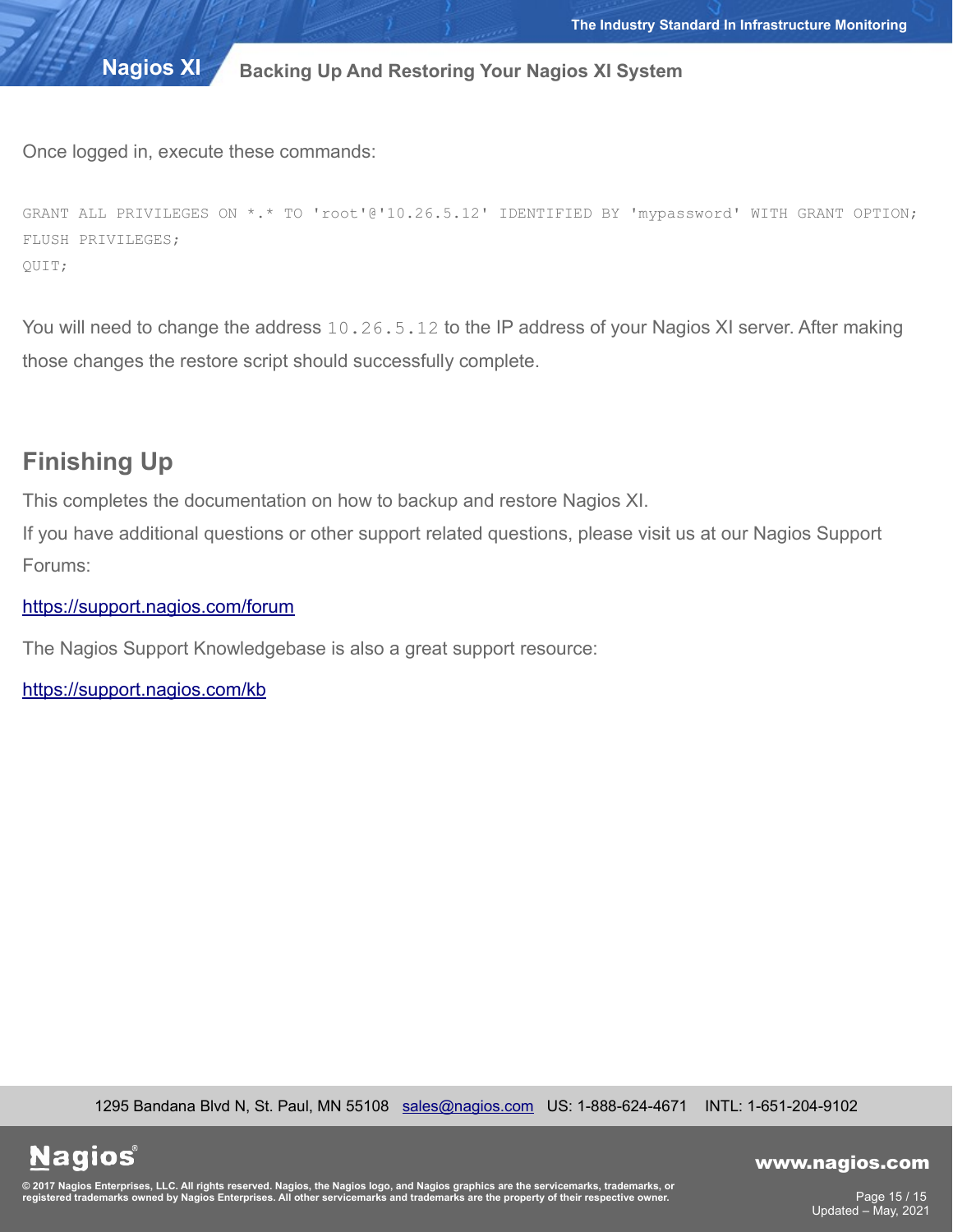Once logged in, execute these commands:

```
GRANT ALL PRIVILEGES ON *.* TO 'root'@'10.26.5.12' IDENTIFIED BY 'mypassword' WITH GRANT OPTION;
FLUSH PRIVILEGES;
QUIT;
```

You will need to change the address `10.26.5.12` to the IP address of your Nagios XI server. After making those changes the restore script should successfully complete.

## Finishing Up

This completes the documentation on how to backup and restore Nagios XI.

If you have additional questions or other support related questions, please visit us at our Nagios Support Forums:

https://support.nagios.com/forum

The Nagios Support Knowledgebase is also a great support resource:

https://support.nagios.com/kb